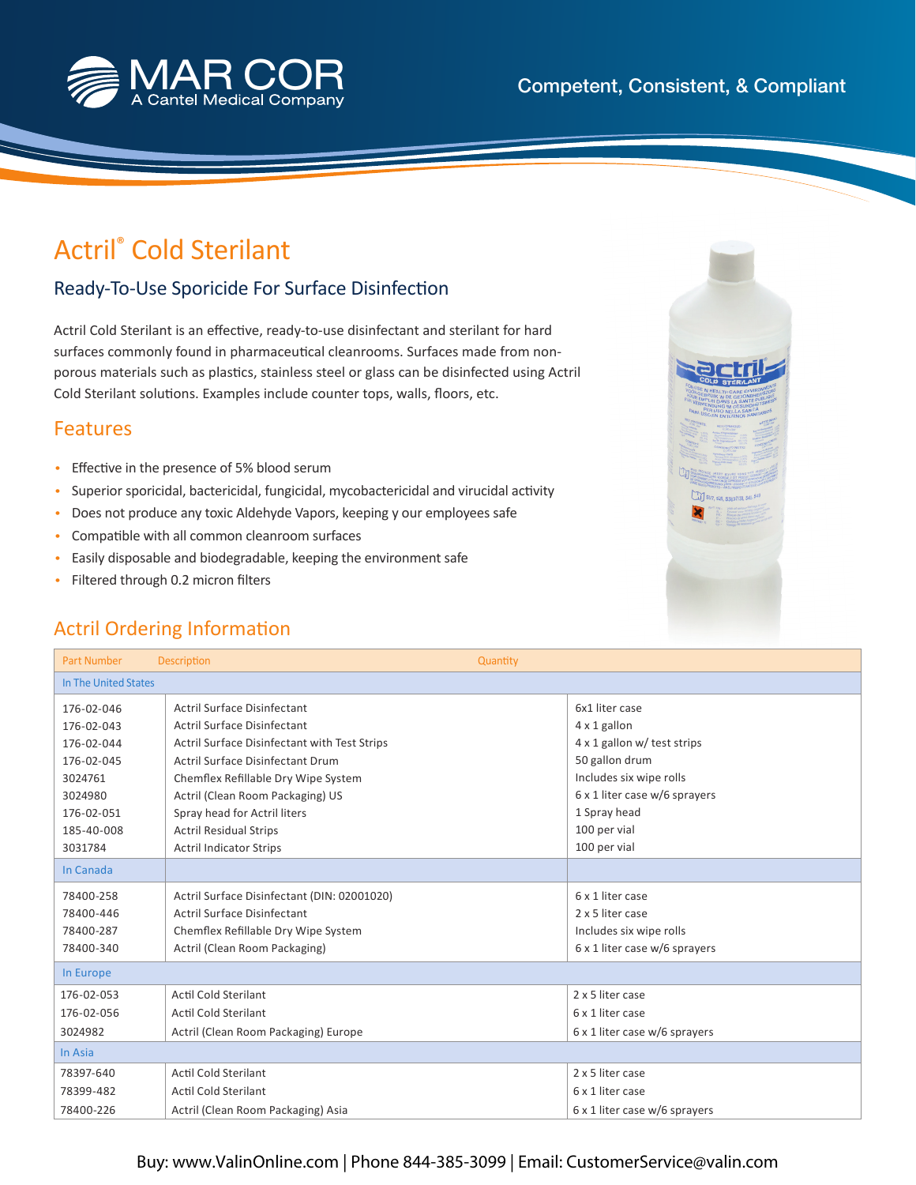MAR COR
A Cantel Medical Company

Competent, Consistent, & Compliant

# Actril® Cold Sterilant

## Ready-To-Use Sporicide For Surface Disinfection

Actril Cold Sterilant is an effective, ready-to-use disinfectant and sterilant for hard surfaces commonly found in pharmaceutical cleanrooms. Surfaces made from non-porous materials such as plastics, stainless steel or glass can be disinfected using Actril Cold Sterilant solutions. Examples include counter tops, walls, floors, etc.

## Features

- Effective in the presence of 5% blood serum
- Superior sporicidal, bactericidal, fungicidal, mycobactericidal and virucidal activity
- Does not produce any toxic Aldehyde Vapors, keeping y our employees safe
- Compatible with all common cleanroom surfaces
- Easily disposable and biodegradable, keeping the environment safe
- Filtered through 0.2 micron filters

## Actril Ordering Information

| Part Number | Description | Quantity |
|---|---|---|
| In The United States | | |
| 176-02-046 | Actril Surface Disinfectant | 6x1 liter case |
| 176-02-043 | Actril Surface Disinfectant | 4 x 1 gallon |
| 176-02-044 | Actril Surface Disinfectant with Test Strips | 4 x 1 gallon w/ test strips |
| 176-02-045 | Actril Surface Disinfectant Drum | 50 gallon drum |
| 3024761 | Chemflex Refillable Dry Wipe System | Includes six wipe rolls |
| 3024980 | Actril (Clean Room Packaging) US | 6 x 1 liter case w/6 sprayers |
| 176-02-051 | Spray head for Actril liters | 1 Spray head |
| 185-40-008 | Actril Residual Strips | 100 per vial |
| 3031784 | Actril Indicator Strips | 100 per vial |
| In Canada | | |
| 78400-258 | Actril Surface Disinfectant (DIN: 02001020) | 6 x 1 liter case |
| 78400-446 | Actril Surface Disinfectant | 2 x 5 liter case |
| 78400-287 | Chemflex Refillable Dry Wipe System | Includes six wipe rolls |
| 78400-340 | Actril (Clean Room Packaging) | 6 x 1 liter case w/6 sprayers |
| In Europe | | |
| 176-02-053 | Actil Cold Sterilant | 2 x 5 liter case |
| 176-02-056 | Actil Cold Sterilant | 6 x 1 liter case |
| 3024982 | Actril (Clean Room Packaging) Europe | 6 x 1 liter case w/6 sprayers |
| In Asia | | |
| 78397-640 | Actil Cold Sterilant | 2 x 5 liter case |
| 78399-482 | Actil Cold Sterilant | 6 x 1 liter case |
| 78400-226 | Actril (Clean Room Packaging) Asia | 6 x 1 liter case w/6 sprayers |

Buy: www.ValinOnline.com | Phone 844-385-3099 | Email: CustomerService@valin.com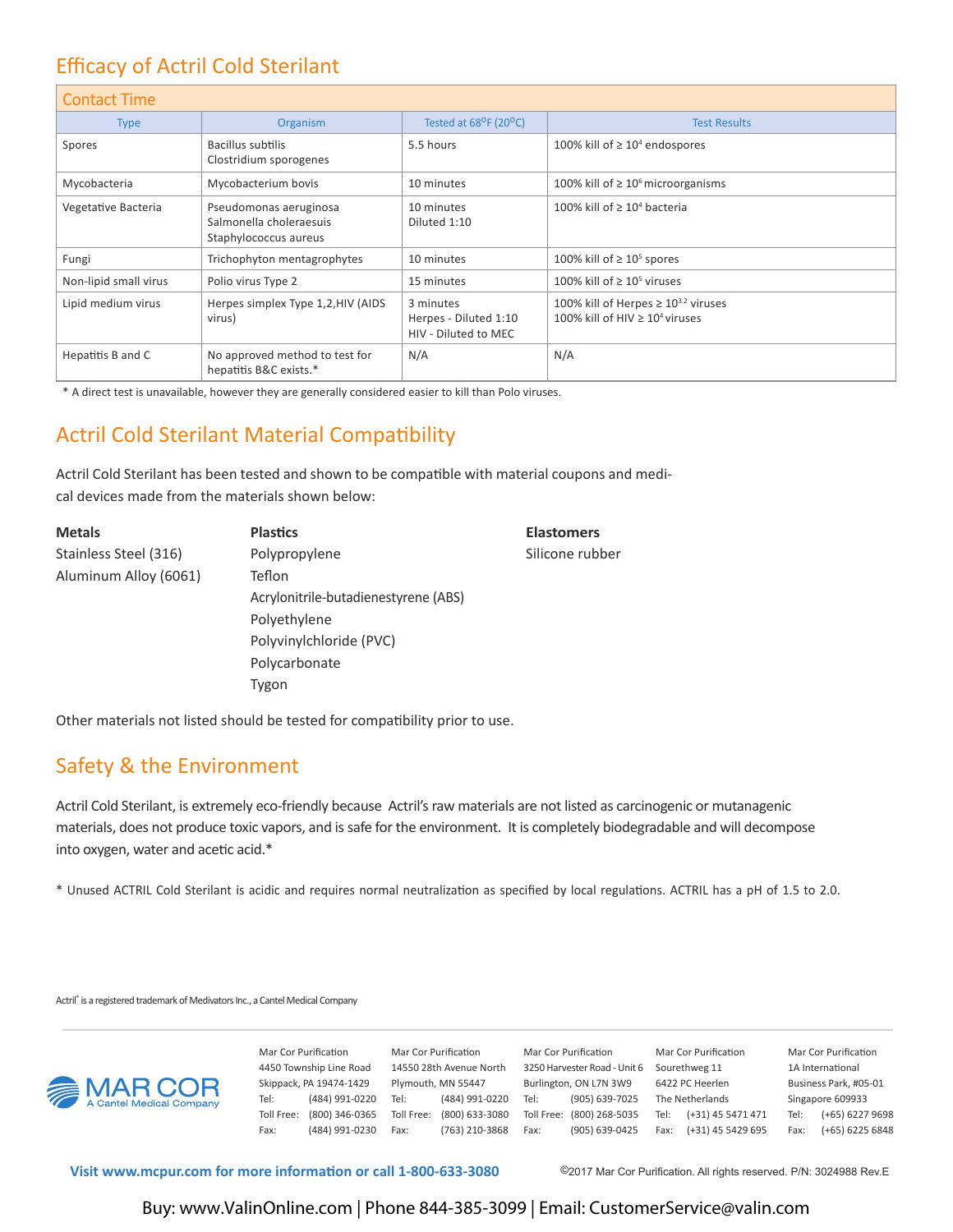## Efficacy of Actril Cold Sterilant

| Contact Time | | | |
|---|---|---|---|
| Type | Organism | Tested at 68°F (20°C) | Test Results |
| Spores | Bacillus subtilis<br>Clostridium sporogenes | 5.5 hours | 100% kill of ≥ $10^4$ endospores |
| Mycobacteria | Mycobacterium bovis | 10 minutes | 100% kill of ≥ $10^6$ microorganisms |
| Vegetative Bacteria | Pseudomonas aeruginosa<br>Salmonella choleraesuis<br>Staphylococcus aureus | 10 minutes<br>Diluted 1:10 | 100% kill of ≥ $10^4$ bacteria |
| Fungi | Trichophyton mentagrophytes | 10 minutes | 100% kill of ≥ $10^5$ spores |
| Non-lipid small virus | Polio virus Type 2 | 15 minutes | 100% kill of ≥ $10^5$ viruses |
| Lipid medium virus | Herpes simplex Type 1,2,HIV (AIDS virus) | 3 minutes<br>Herpes - Diluted 1:10<br>HIV - Diluted to MEC | 100% kill of Herpes ≥ $10^{3.2}$ viruses<br>100% kill of HIV ≥ $10^4$ viruses |
| Hepatitis B and C | No approved method to test for hepatitis B&C exists.* | N/A | N/A |

\* A direct test is unavailable, however they are generally considered easier to kill than Polo viruses.

## Actril Cold Sterilant Material Compatibility

Actril Cold Sterilant has been tested and shown to be compatible with material coupons and medical devices made from the materials shown below:

**Metals**
- Stainless Steel (316)
- Aluminum Alloy (6061)

**Plastics**
- Polypropylene
- Teflon
- Acrylonitrile-butadienestyrene (ABS)
- Polyethylene
- Polyvinylchloride (PVC)
- Polycarbonate
- Tygon

**Elastomers**
- Silicone rubber

Other materials not listed should be tested for compatibility prior to use.

## Safety & the Environment

Actril Cold Sterilant, is extremely eco-friendly because Actril's raw materials are not listed as carcinogenic or mutanagenic materials, does not produce toxic vapors, and is safe for the environment. It is completely biodegradable and will decompose into oxygen, water and acetic acid.*

\* Unused ACTRIL Cold Sterilant is acidic and requires normal neutralization as specified by local regulations. ACTRIL has a pH of 1.5 to 2.0.

Actril® is a registered trademark of Medivators Inc., a Cantel Medical Company

MAR COR
A Cantel Medical Company

Mar Cor Purification
4450 Township Line Road
Skippack, PA 19474-1429
Tel: (484) 991-0220
Toll Free: (800) 346-0365
Fax: (484) 991-0230

Mar Cor Purification
14550 28th Avenue North
Plymouth, MN 55447
Tel: (484) 991-0220
Toll Free: (800) 633-3080
Fax: (763) 210-3868

Mar Cor Purification
3250 Harvester Road - Unit 6
Burlington, ON L7N 3W9
Tel: (905) 639-7025
Toll Free: (800) 268-5035
Fax: (905) 639-0425

Mar Cor Purification
Sourethweg 11
6422 PC Heerlen
The Netherlands
Tel: (+31) 45 5471 471
Fax: (+31) 45 5429 695

Mar Cor Purification
1A International
Business Park, #05-01
Singapore 609933
Tel: (+65) 6227 9698
Fax: (+65) 6225 6848

**Visit www.mcpur.com for more information or call 1-800-633-3080**

©2017 Mar Cor Purification. All rights reserved. P/N: 3024988 Rev.E

Buy: www.ValinOnline.com | Phone 844-385-3099 | Email: CustomerService@valin.com